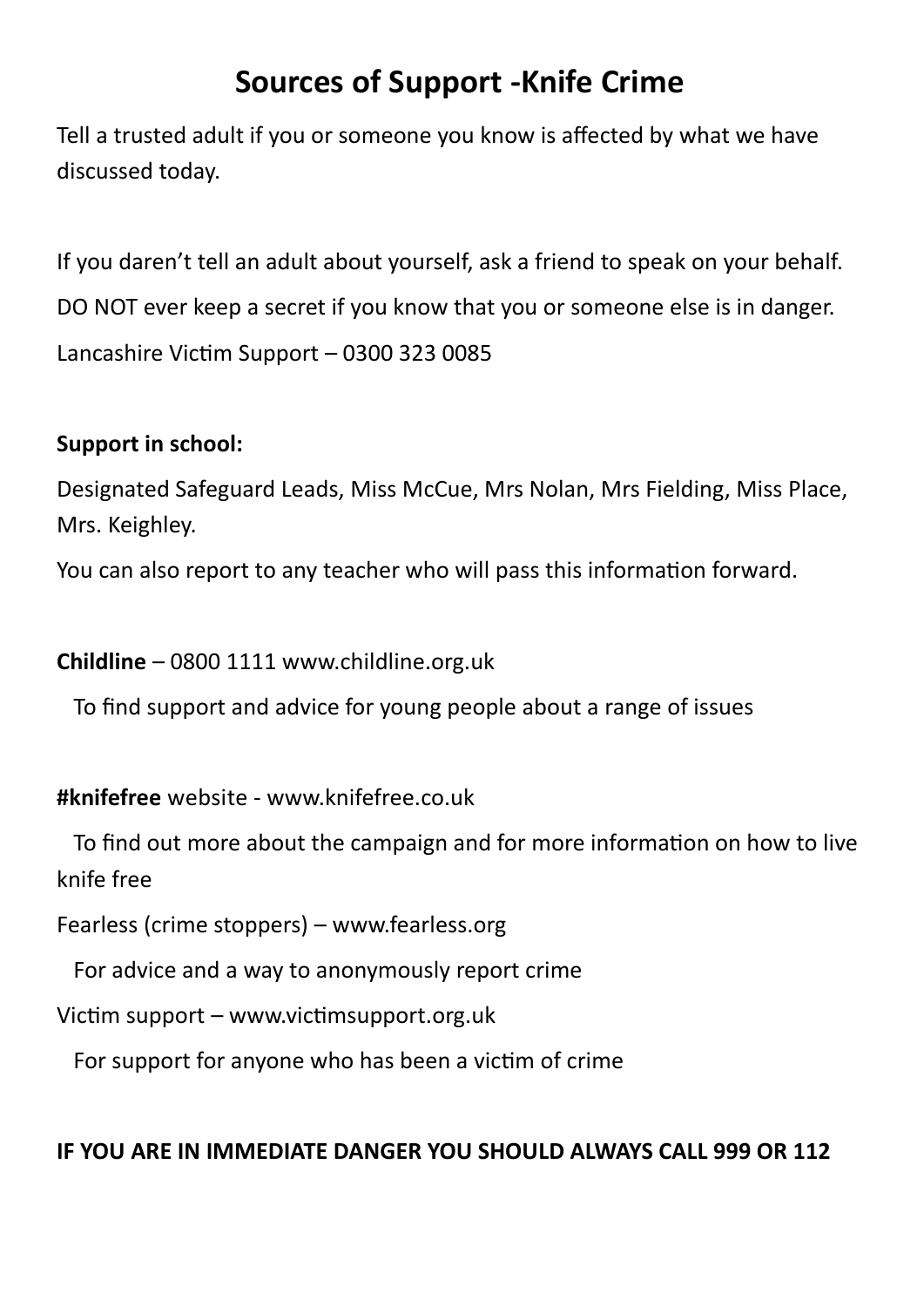# Sources of Support -Knife Crime

Tell a trusted adult if you or someone you know is affected by what we have discussed today.

If you daren't tell an adult about yourself, ask a friend to speak on your behalf.

DO NOT ever keep a secret if you know that you or someone else is in danger.

Lancashire Victim Support – 0300 323 0085

**Support in school:**

Designated Safeguard Leads, Miss McCue, Mrs Nolan, Mrs Fielding, Miss Place, Mrs. Keighley.

You can also report to any teacher who will pass this information forward.

**Childline** – 0800 1111 www.childline.org.uk

To find support and advice for young people about a range of issues

**#knifefree** website - www.knifefree.co.uk

To find out more about the campaign and for more information on how to live knife free

Fearless (crime stoppers) – www.fearless.org

For advice and a way to anonymously report crime

Victim support – www.victimsupport.org.uk

For support for anyone who has been a victim of crime

**IF YOU ARE IN IMMEDIATE DANGER YOU SHOULD ALWAYS CALL 999 OR 112**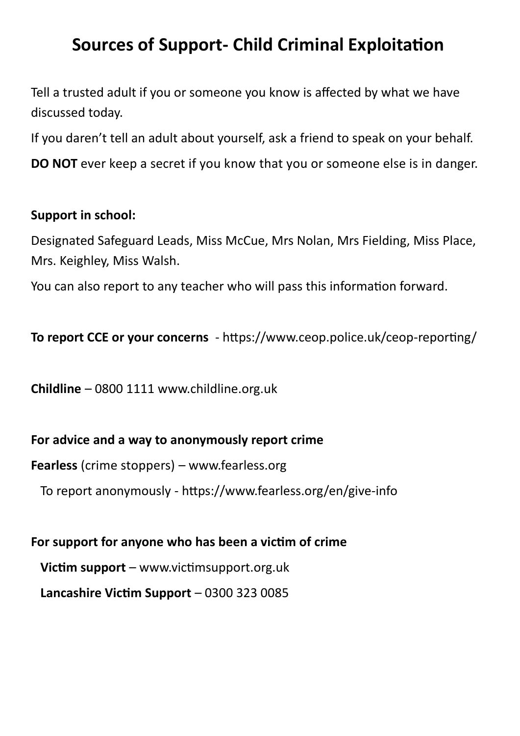# Sources of Support- Child Criminal Exploitation

Tell a trusted adult if you or someone you know is affected by what we have discussed today.

If you daren't tell an adult about yourself, ask a friend to speak on your behalf.

**DO NOT** ever keep a secret if you know that you or someone else is in danger.

**Support in school:**

Designated Safeguard Leads, Miss McCue, Mrs Nolan, Mrs Fielding, Miss Place, Mrs. Keighley, Miss Walsh.

You can also report to any teacher who will pass this information forward.

**To report CCE or your concerns** - https://www.ceop.police.uk/ceop-reporting/

**Childline** – 0800 1111 www.childline.org.uk

**For advice and a way to anonymously report crime**

**Fearless** (crime stoppers) – www.fearless.org

To report anonymously - https://www.fearless.org/en/give-info

**For support for anyone who has been a victim of crime**

**Victim support** – www.victimsupport.org.uk

**Lancashire Victim Support** – 0300 323 0085